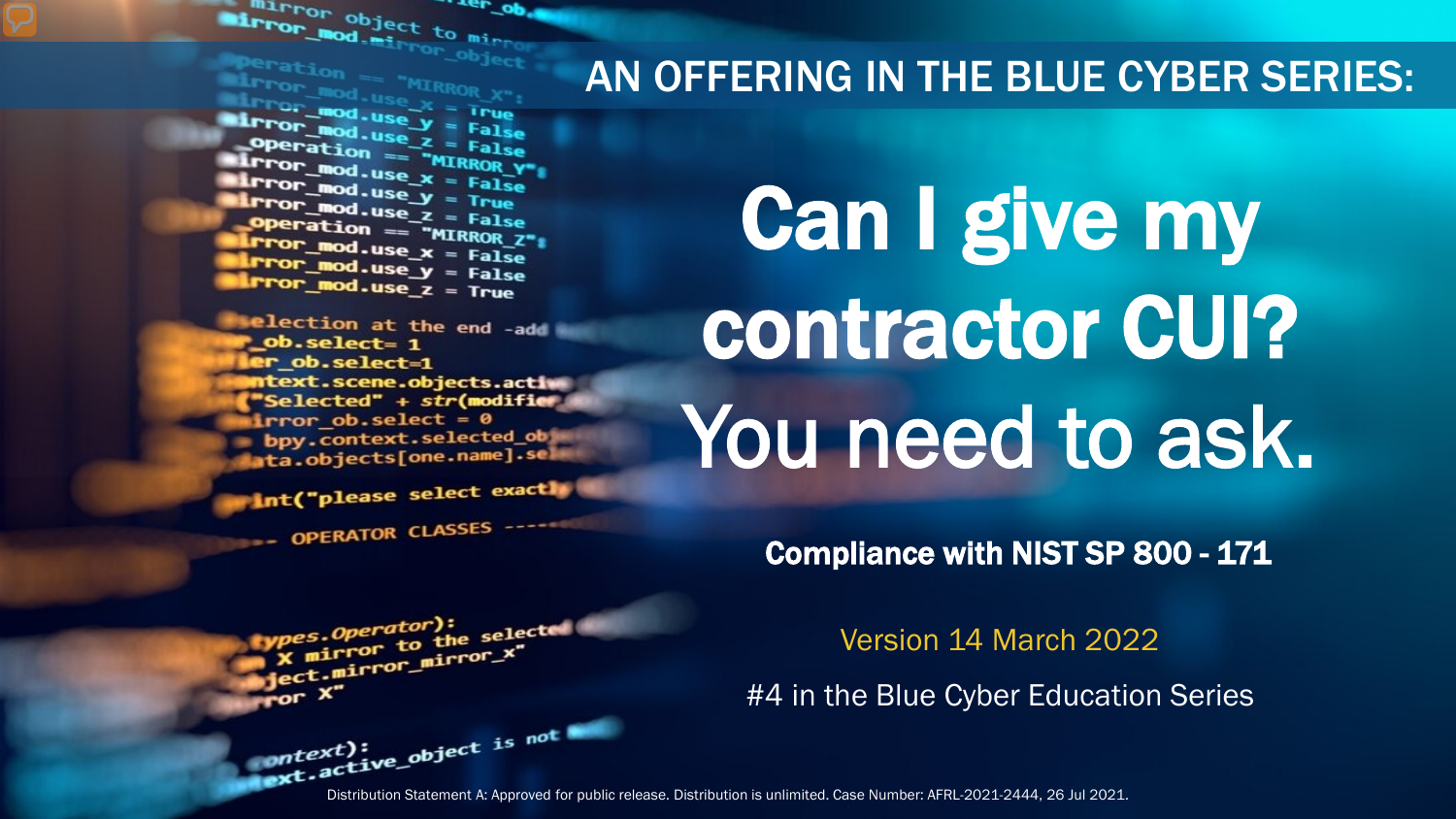AN OFFERING IN THE BLUE CYBER SERIES:

# Can I give my contractor CUI? You need to ask.

**Compliance with NIST SP 800 - 171**

Version 14 March 2022

#4 in the Blue Cyber Education Series

Distribution Statement A: Approved for public release. Distribution is unlimited. Case Number: AFRL-2021-2444, 26 Jul 2021.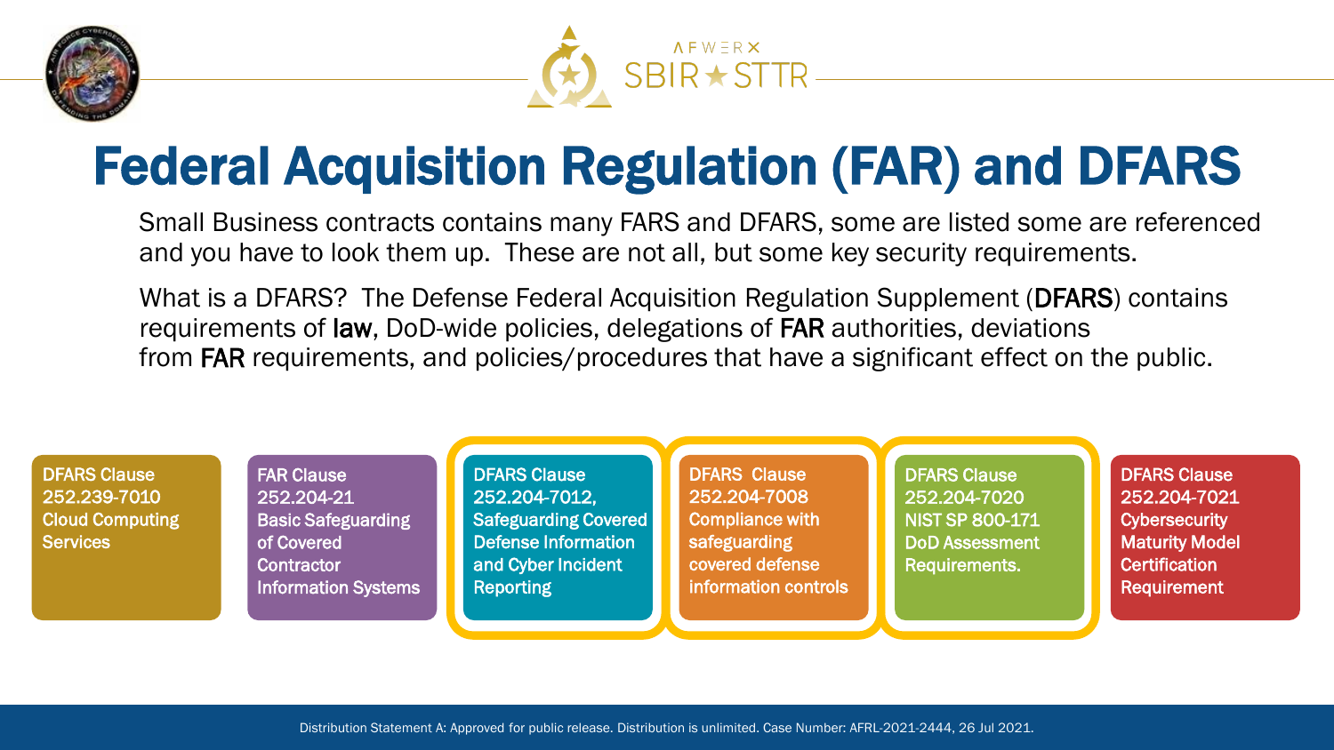# Federal Acquisition Regulation (FAR) and DFARS

Small Business contracts contains many FARS and DFARS, some are listed some are referenced and you have to look them up. These are not all, but some key security requirements.

What is a DFARS? The Defense Federal Acquisition Regulation Supplement (**DFARS**) contains requirements of **law**, DoD-wide policies, delegations of **FAR** authorities, deviations from **FAR** requirements, and policies/procedures that have a significant effect on the public.

- DFARS Clause 252.239-7010 Cloud Computing Services
- FAR Clause 252.204-21 Basic Safeguarding of Covered Contractor Information Systems
- DFARS Clause 252.204-7012, Safeguarding Covered Defense Information and Cyber Incident Reporting
- DFARS Clause 252.204-7008 Compliance with safeguarding covered defense information controls
- DFARS Clause 252.204-7020 NIST SP 800-171 DoD Assessment Requirements.
- DFARS Clause 252.204-7021 Cybersecurity Maturity Model Certification Requirement

Distribution Statement A: Approved for public release. Distribution is unlimited. Case Number: AFRL-2021-2444, 26 Jul 2021.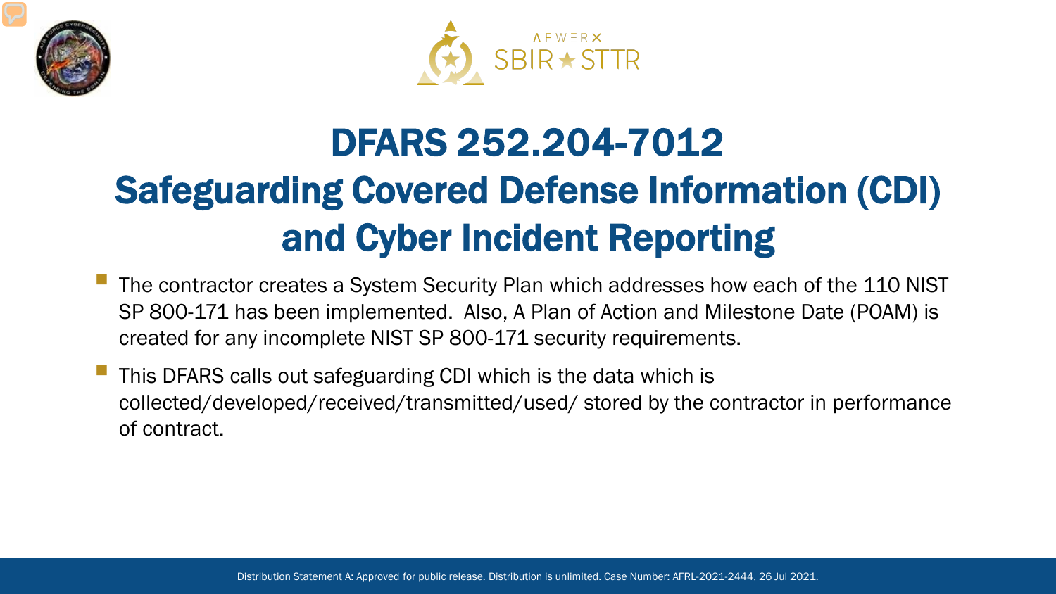# DFARS 252.204-7012 Safeguarding Covered Defense Information (CDI) and Cyber Incident Reporting

- The contractor creates a System Security Plan which addresses how each of the 110 NIST SP 800-171 has been implemented. Also, A Plan of Action and Milestone Date (POAM) is created for any incomplete NIST SP 800-171 security requirements.
- This DFARS calls out safeguarding CDI which is the data which is collected/developed/received/transmitted/used/ stored by the contractor in performance of contract.

Distribution Statement A: Approved for public release. Distribution is unlimited. Case Number: AFRL-2021-2444, 26 Jul 2021.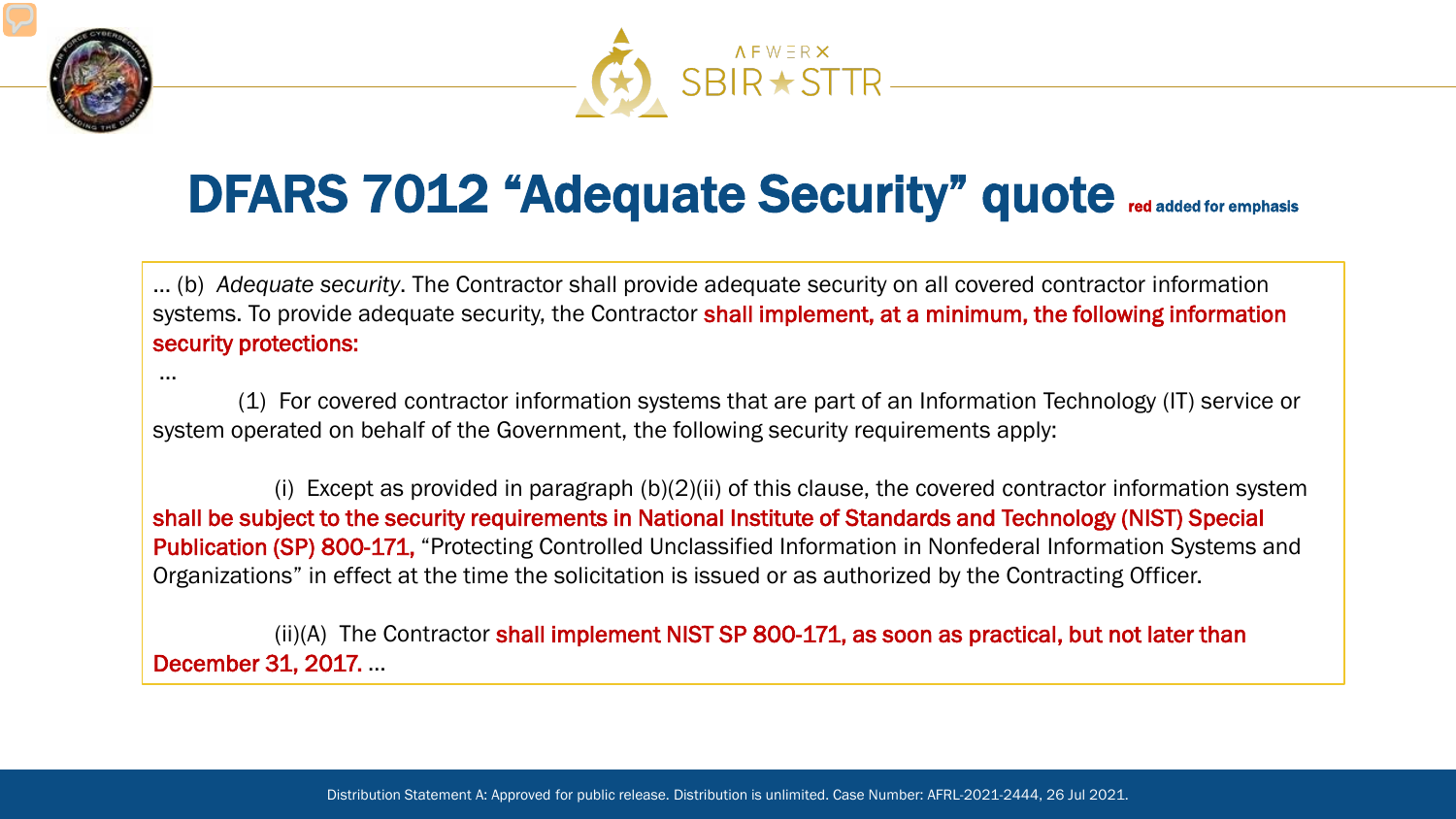# DFARS 7012 "Adequate Security" quote

red added for emphasis

… (b) *Adequate security*. The Contractor shall provide adequate security on all covered contractor information systems. To provide adequate security, the Contractor **shall implement, at a minimum, the following information security protections:**

…

(1) For covered contractor information systems that are part of an Information Technology (IT) service or system operated on behalf of the Government, the following security requirements apply:

(i) Except as provided in paragraph (b)(2)(ii) of this clause, the covered contractor information system **shall be subject to the security requirements in National Institute of Standards and Technology (NIST) Special Publication (SP) 800-171,** "Protecting Controlled Unclassified Information in Nonfederal Information Systems and Organizations" in effect at the time the solicitation is issued or as authorized by the Contracting Officer.

(ii)(A) The Contractor **shall implement NIST SP 800-171, as soon as practical, but not later than December 31, 2017.** …

Distribution Statement A: Approved for public release. Distribution is unlimited. Case Number: AFRL-2021-2444, 26 Jul 2021.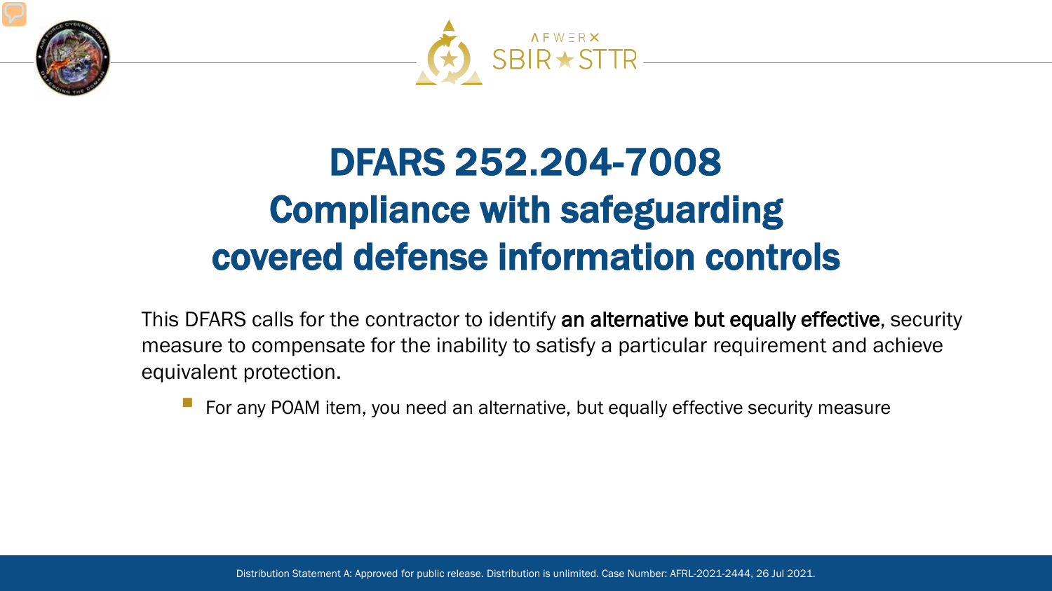# DFARS 252.204-7008 Compliance with safeguarding covered defense information controls

This DFARS calls for the contractor to identify **an alternative but equally effective**, security measure to compensate for the inability to satisfy a particular requirement and achieve equivalent protection.

- For any POAM item, you need an alternative, but equally effective security measure

Distribution Statement A: Approved for public release. Distribution is unlimited. Case Number: AFRL-2021-2444, 26 Jul 2021.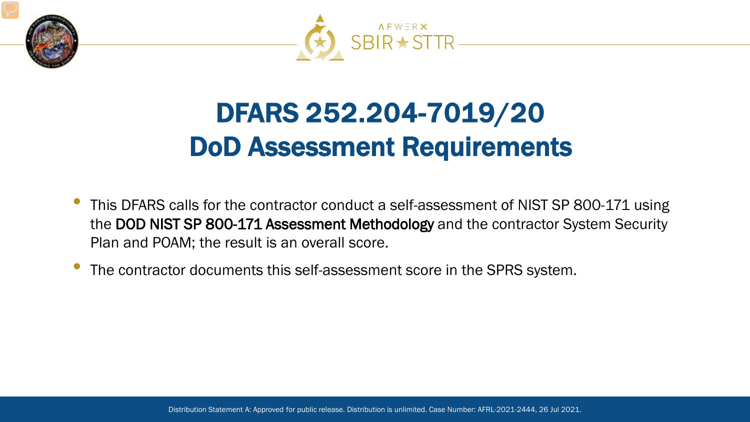# DFARS 252.204-7019/20 DoD Assessment Requirements

- This DFARS calls for the contractor conduct a self-assessment of NIST SP 800-171 using the **DOD NIST SP 800-171 Assessment Methodology** and the contractor System Security Plan and POAM; the result is an overall score.
- The contractor documents this self-assessment score in the SPRS system.

Distribution Statement A: Approved for public release. Distribution is unlimited. Case Number: AFRL-2021-2444, 26 Jul 2021.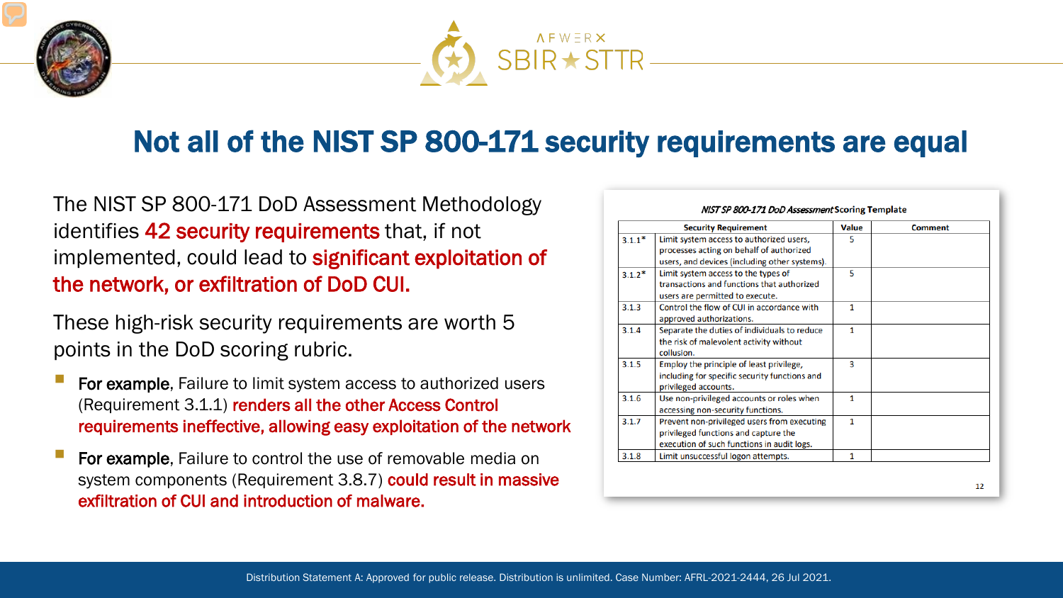# Not all of the NIST SP 800-171 security requirements are equal

The NIST SP 800-171 DoD Assessment Methodology identifies **42 security requirements** that, if not implemented, could lead to **significant exploitation of the network, or exfiltration of DoD CUI.**

These high-risk security requirements are worth 5 points in the DoD scoring rubric.

- **For example**, Failure to limit system access to authorized users (Requirement 3.1.1) **renders all the other Access Control requirements ineffective, allowing easy exploitation of the network**
- **For example**, Failure to control the use of removable media on system components (Requirement 3.8.7) **could result in massive exfiltration of CUI and introduction of malware.**

*NIST SP 800-171 DoD Assessment* Scoring Template

| Security Requirement | | Value | Comment |
|---|---|---|---|
| 3.1.1* | Limit system access to authorized users, processes acting on behalf of authorized users, and devices (including other systems). | 5 | |
| 3.1.2* | Limit system access to the types of transactions and functions that authorized users are permitted to execute. | 5 | |
| 3.1.3 | Control the flow of CUI in accordance with approved authorizations. | 1 | |
| 3.1.4 | Separate the duties of individuals to reduce the risk of malevolent activity without collusion. | 1 | |
| 3.1.5 | Employ the principle of least privilege, including for specific security functions and privileged accounts. | 3 | |
| 3.1.6 | Use non-privileged accounts or roles when accessing non-security functions. | 1 | |
| 3.1.7 | Prevent non-privileged users from executing privileged functions and capture the execution of such functions in audit logs. | 1 | |
| 3.1.8 | Limit unsuccessful logon attempts. | 1 | |

Distribution Statement A: Approved for public release. Distribution is unlimited. Case Number: AFRL-2021-2444, 26 Jul 2021.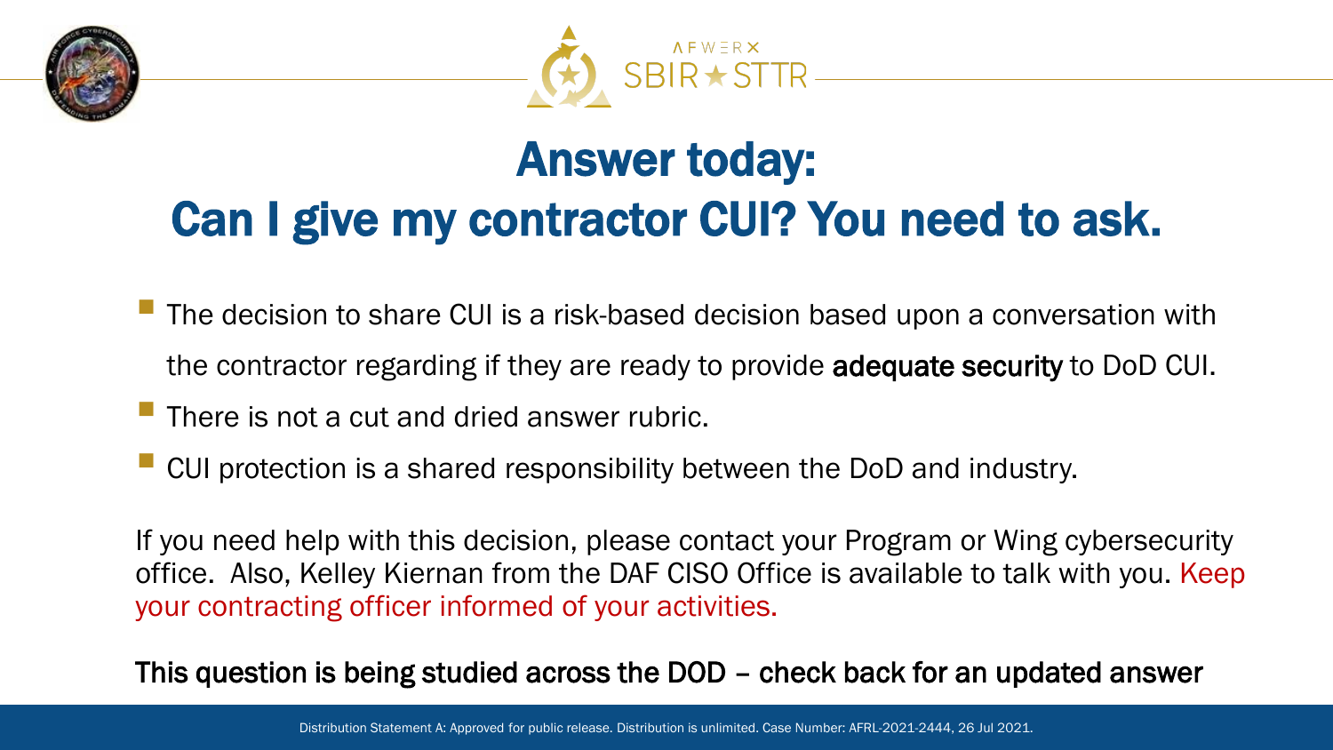# Answer today:
# Can I give my contractor CUI? You need to ask.

- The decision to share CUI is a risk-based decision based upon a conversation with the contractor regarding if they are ready to provide **adequate security** to DoD CUI.
- There is not a cut and dried answer rubric.
- CUI protection is a shared responsibility between the DoD and industry.

If you need help with this decision, please contact your Program or Wing cybersecurity office. Also, Kelley Kiernan from the DAF CISO Office is available to talk with you. Keep your contracting officer informed of your activities.

**This question is being studied across the DOD – check back for an updated answer**

Distribution Statement A: Approved for public release. Distribution is unlimited. Case Number: AFRL-2021-2444, 26 Jul 2021.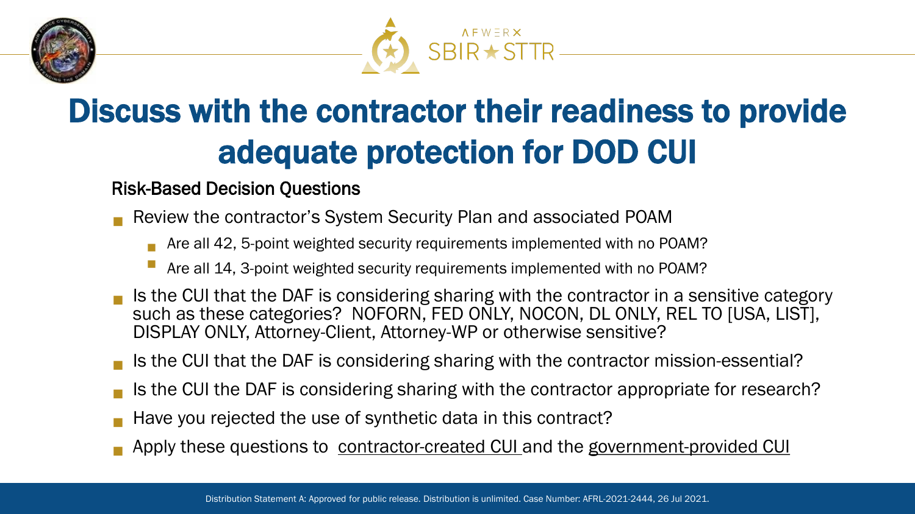# Discuss with the contractor their readiness to provide adequate protection for DOD CUI

Risk-Based Decision Questions

- Review the contractor's System Security Plan and associated POAM
  - Are all 42, 5-point weighted security requirements implemented with no POAM?
  - Are all 14, 3-point weighted security requirements implemented with no POAM?
- Is the CUI that the DAF is considering sharing with the contractor in a sensitive category such as these categories? NOFORN, FED ONLY, NOCON, DL ONLY, REL TO [USA, LIST], DISPLAY ONLY, Attorney-Client, Attorney-WP or otherwise sensitive?
- Is the CUI that the DAF is considering sharing with the contractor mission-essential?
- Is the CUI the DAF is considering sharing with the contractor appropriate for research?
- Have you rejected the use of synthetic data in this contract?
- Apply these questions to contractor-created CUI and the government-provided CUI

Distribution Statement A: Approved for public release. Distribution is unlimited. Case Number: AFRL-2021-2444, 26 Jul 2021.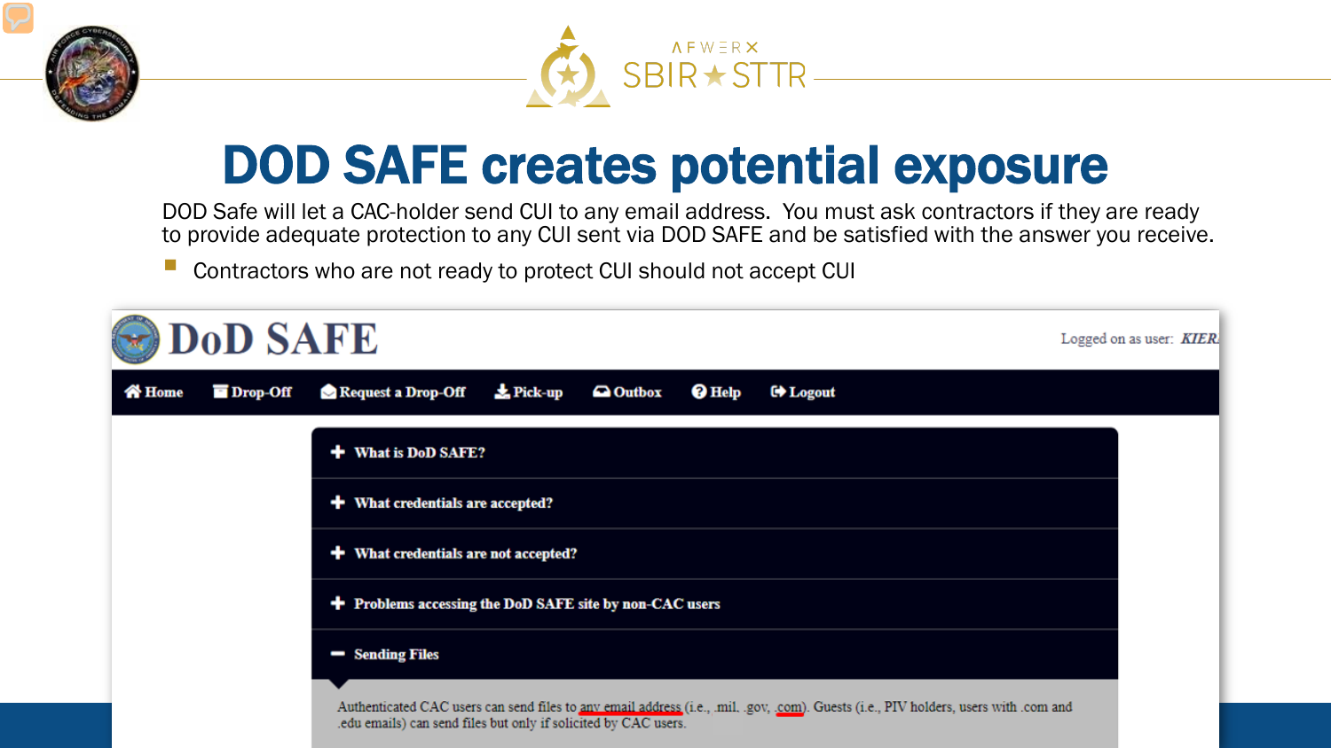# DOD SAFE creates potential exposure

DOD Safe will let a CAC-holder send CUI to any email address. You must ask contractors if they are ready to provide adequate protection to any CUI sent via DOD SAFE and be satisfied with the answer you receive.

- Contractors who are not ready to protect CUI should not accept CUI

DoD SAFE

Logged on as user: KIER

Home | Drop-Off | Request a Drop-Off | Pick-up | Outbox | Help | Logout

+ What is DoD SAFE?

+ What credentials are accepted?

+ What credentials are not accepted?

+ Problems accessing the DoD SAFE site by non-CAC users

− Sending Files

Authenticated CAC users can send files to any email address (i.e., .mil, .gov, .com). Guests (i.e., PIV holders, users with .com and .edu emails) can send files but only if solicited by CAC users.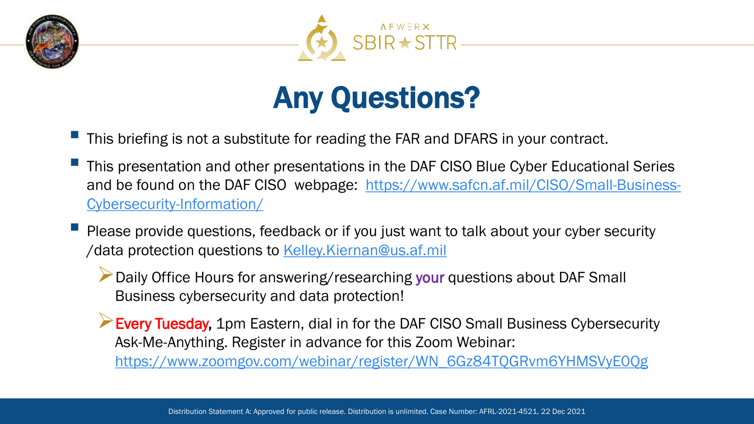# Any Questions?

- This briefing is not a substitute for reading the FAR and DFARS in your contract.
- This presentation and other presentations in the DAF CISO Blue Cyber Educational Series and be found on the DAF CISO webpage: https://www.safcn.af.mil/CISO/Small-Business-Cybersecurity-Information/
- Please provide questions, feedback or if you just want to talk about your cyber security /data protection questions to Kelley.Kiernan@us.af.mil
  - Daily Office Hours for answering/researching your questions about DAF Small Business cybersecurity and data protection!
  - **Every Tuesday**, 1pm Eastern, dial in for the DAF CISO Small Business Cybersecurity Ask-Me-Anything. Register in advance for this Zoom Webinar: https://www.zoomgov.com/webinar/register/WN_6Gz84TQGRvm6YHMSVyE0Qg

Distribution Statement A: Approved for public release. Distribution is unlimited. Case Number: AFRL-2021-4521, 22 Dec 2021